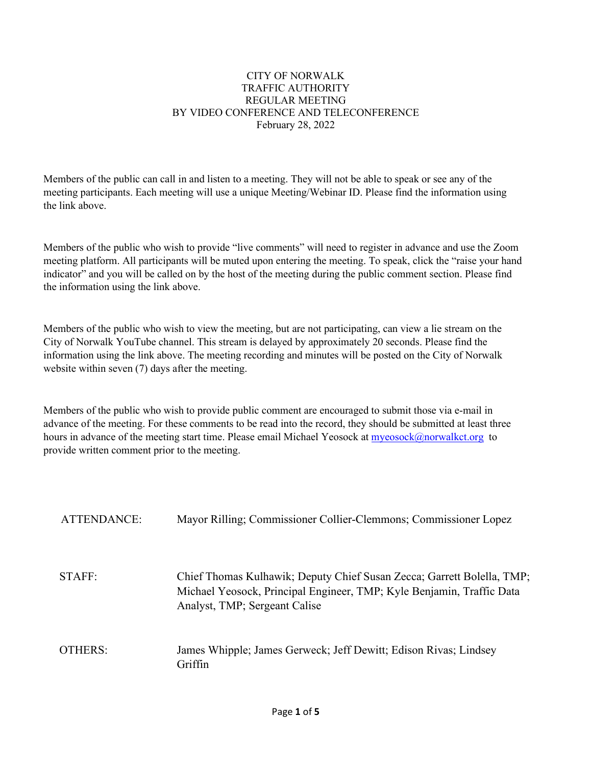CITY OF NORWALK
TRAFFIC AUTHORITY
REGULAR MEETING
BY VIDEO CONFERENCE AND TELECONFERENCE
February 28, 2022

Members of the public can call in and listen to a meeting. They will not be able to speak or see any of the meeting participants. Each meeting will use a unique Meeting/Webinar ID. Please find the information using the link above.

Members of the public who wish to provide "live comments" will need to register in advance and use the Zoom meeting platform. All participants will be muted upon entering the meeting. To speak, click the "raise your hand indicator" and you will be called on by the host of the meeting during the public comment section. Please find the information using the link above.

Members of the public who wish to view the meeting, but are not participating, can view a lie stream on the City of Norwalk YouTube channel. This stream is delayed by approximately 20 seconds. Please find the information using the link above. The meeting recording and minutes will be posted on the City of Norwalk website within seven (7) days after the meeting.

Members of the public who wish to provide public comment are encouraged to submit those via e-mail in advance of the meeting. For these comments to be read into the record, they should be submitted at least three hours in advance of the meeting start time. Please email Michael Yeosock at myeosock@norwalkct.org to provide written comment prior to the meeting.

| | |
|---|---|
| ATTENDANCE: | Mayor Rilling; Commissioner Collier-Clemmons; Commissioner Lopez |
| STAFF: | Chief Thomas Kulhawik; Deputy Chief Susan Zecca; Garrett Bolella, TMP; Michael Yeosock, Principal Engineer, TMP; Kyle Benjamin, Traffic Data Analyst, TMP; Sergeant Calise |
| OTHERS: | James Whipple; James Gerweck; Jeff Dewitt; Edison Rivas; Lindsey Griffin |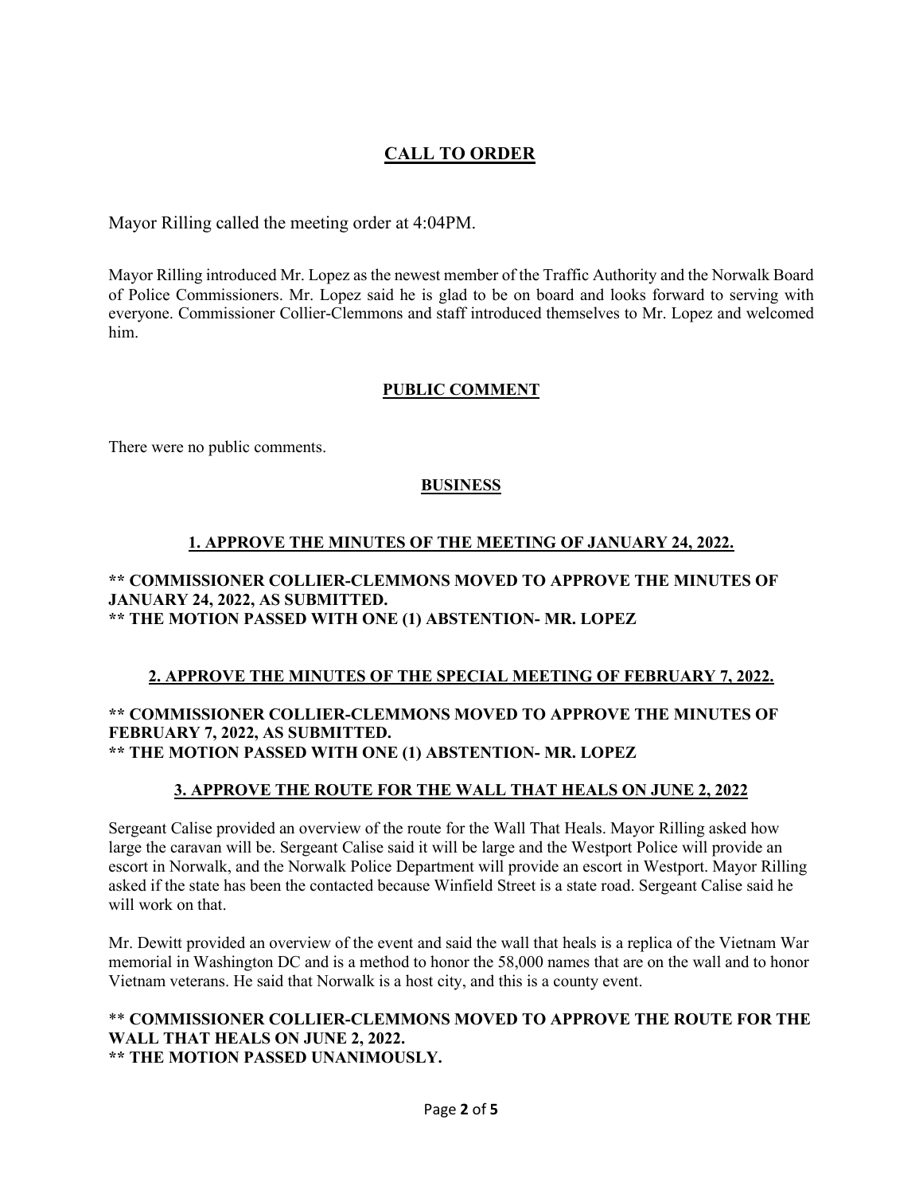## CALL TO ORDER

Mayor Rilling called the meeting order at 4:04PM.

Mayor Rilling introduced Mr. Lopez as the newest member of the Traffic Authority and the Norwalk Board of Police Commissioners. Mr. Lopez said he is glad to be on board and looks forward to serving with everyone. Commissioner Collier-Clemmons and staff introduced themselves to Mr. Lopez and welcomed him.

### PUBLIC COMMENT

There were no public comments.

### BUSINESS

#### 1. APPROVE THE MINUTES OF THE MEETING OF JANUARY 24, 2022.

**** COMMISSIONER COLLIER-CLEMMONS MOVED TO APPROVE THE MINUTES OF JANUARY 24, 2022, AS SUBMITTED.**
**** THE MOTION PASSED WITH ONE (1) ABSTENTION- MR. LOPEZ**

#### 2. APPROVE THE MINUTES OF THE SPECIAL MEETING OF FEBRUARY 7, 2022.

**** COMMISSIONER COLLIER-CLEMMONS MOVED TO APPROVE THE MINUTES OF FEBRUARY 7, 2022, AS SUBMITTED.**
**** THE MOTION PASSED WITH ONE (1) ABSTENTION- MR. LOPEZ**

#### 3. APPROVE THE ROUTE FOR THE WALL THAT HEALS ON JUNE 2, 2022

Sergeant Calise provided an overview of the route for the Wall That Heals. Mayor Rilling asked how large the caravan will be. Sergeant Calise said it will be large and the Westport Police will provide an escort in Norwalk, and the Norwalk Police Department will provide an escort in Westport. Mayor Rilling asked if the state has been the contacted because Winfield Street is a state road. Sergeant Calise said he will work on that.

Mr. Dewitt provided an overview of the event and said the wall that heals is a replica of the Vietnam War memorial in Washington DC and is a method to honor the 58,000 names that are on the wall and to honor Vietnam veterans. He said that Norwalk is a host city, and this is a county event.

**** COMMISSIONER COLLIER-CLEMMONS MOVED TO APPROVE THE ROUTE FOR THE WALL THAT HEALS ON JUNE 2, 2022.**
**** THE MOTION PASSED UNANIMOUSLY.**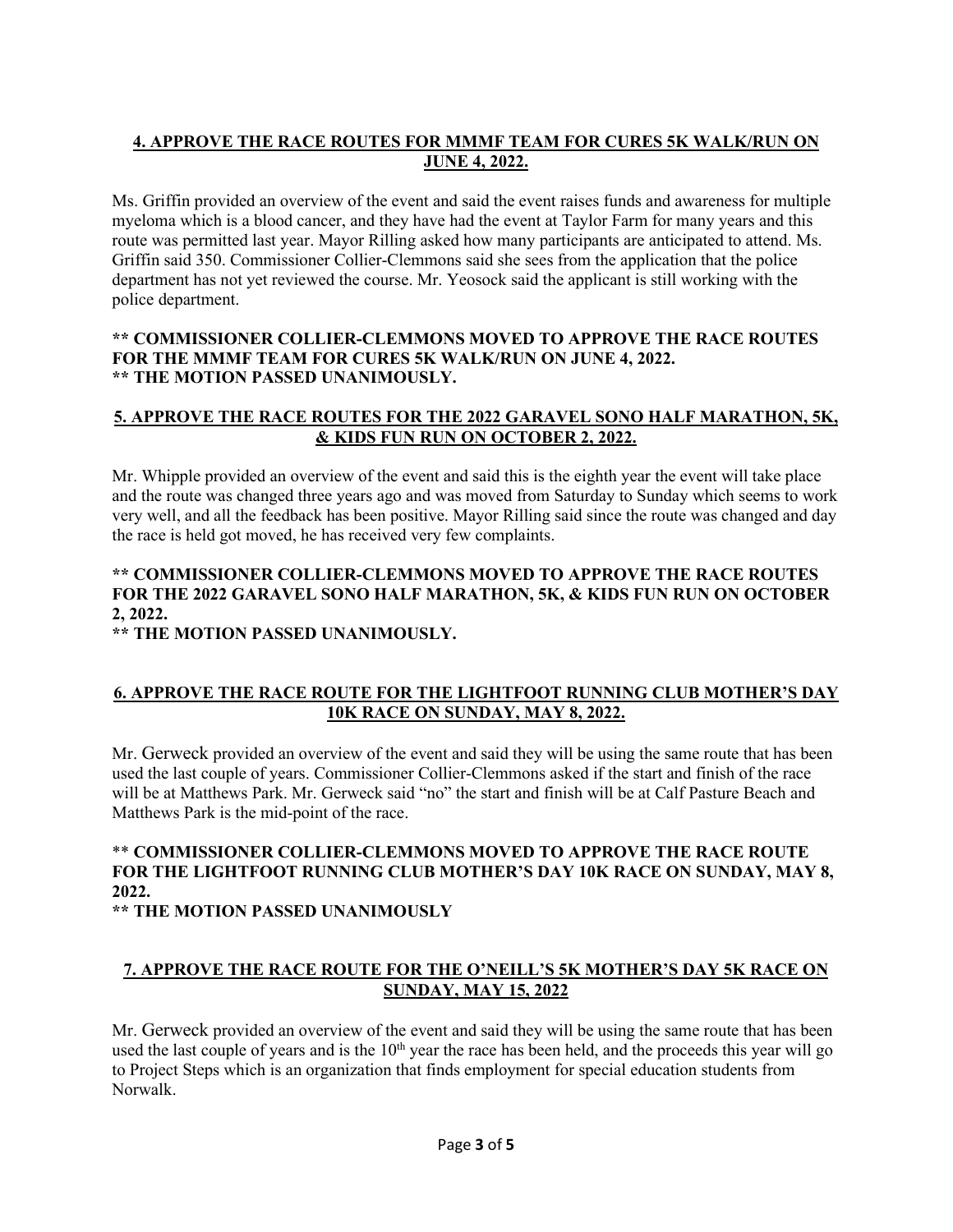**4. APPROVE THE RACE ROUTES FOR MMMF TEAM FOR CURES 5K WALK/RUN ON JUNE 4, 2022.**

Ms. Griffin provided an overview of the event and said the event raises funds and awareness for multiple myeloma which is a blood cancer, and they have had the event at Taylor Farm for many years and this route was permitted last year. Mayor Rilling asked how many participants are anticipated to attend. Ms. Griffin said 350. Commissioner Collier-Clemmons said she sees from the application that the police department has not yet reviewed the course. Mr. Yeosock said the applicant is still working with the police department.

**** COMMISSIONER COLLIER-CLEMMONS MOVED TO APPROVE THE RACE ROUTES FOR THE MMMF TEAM FOR CURES 5K WALK/RUN ON JUNE 4, 2022.**
**** THE MOTION PASSED UNANIMOUSLY.**

**5. APPROVE THE RACE ROUTES FOR THE 2022 GARAVEL SONO HALF MARATHON, 5K, & KIDS FUN RUN ON OCTOBER 2, 2022.**

Mr. Whipple provided an overview of the event and said this is the eighth year the event will take place and the route was changed three years ago and was moved from Saturday to Sunday which seems to work very well, and all the feedback has been positive. Mayor Rilling said since the route was changed and day the race is held got moved, he has received very few complaints.

**** COMMISSIONER COLLIER-CLEMMONS MOVED TO APPROVE THE RACE ROUTES FOR THE 2022 GARAVEL SONO HALF MARATHON, 5K, & KIDS FUN RUN ON OCTOBER 2, 2022.**
**** THE MOTION PASSED UNANIMOUSLY.**

**6. APPROVE THE RACE ROUTE FOR THE LIGHTFOOT RUNNING CLUB MOTHER'S DAY 10K RACE ON SUNDAY, MAY 8, 2022.**

Mr. Gerweck provided an overview of the event and said they will be using the same route that has been used the last couple of years. Commissioner Collier-Clemmons asked if the start and finish of the race will be at Matthews Park. Mr. Gerweck said "no" the start and finish will be at Calf Pasture Beach and Matthews Park is the mid-point of the race.

**** COMMISSIONER COLLIER-CLEMMONS MOVED TO APPROVE THE RACE ROUTE FOR THE LIGHTFOOT RUNNING CLUB MOTHER'S DAY 10K RACE ON SUNDAY, MAY 8, 2022.**
**** THE MOTION PASSED UNANIMOUSLY**

**7. APPROVE THE RACE ROUTE FOR THE O'NEILL'S 5K MOTHER'S DAY 5K RACE ON SUNDAY, MAY 15, 2022**

Mr. Gerweck provided an overview of the event and said they will be using the same route that has been used the last couple of years and is the 10th year the race has been held, and the proceeds this year will go to Project Steps which is an organization that finds employment for special education students from Norwalk.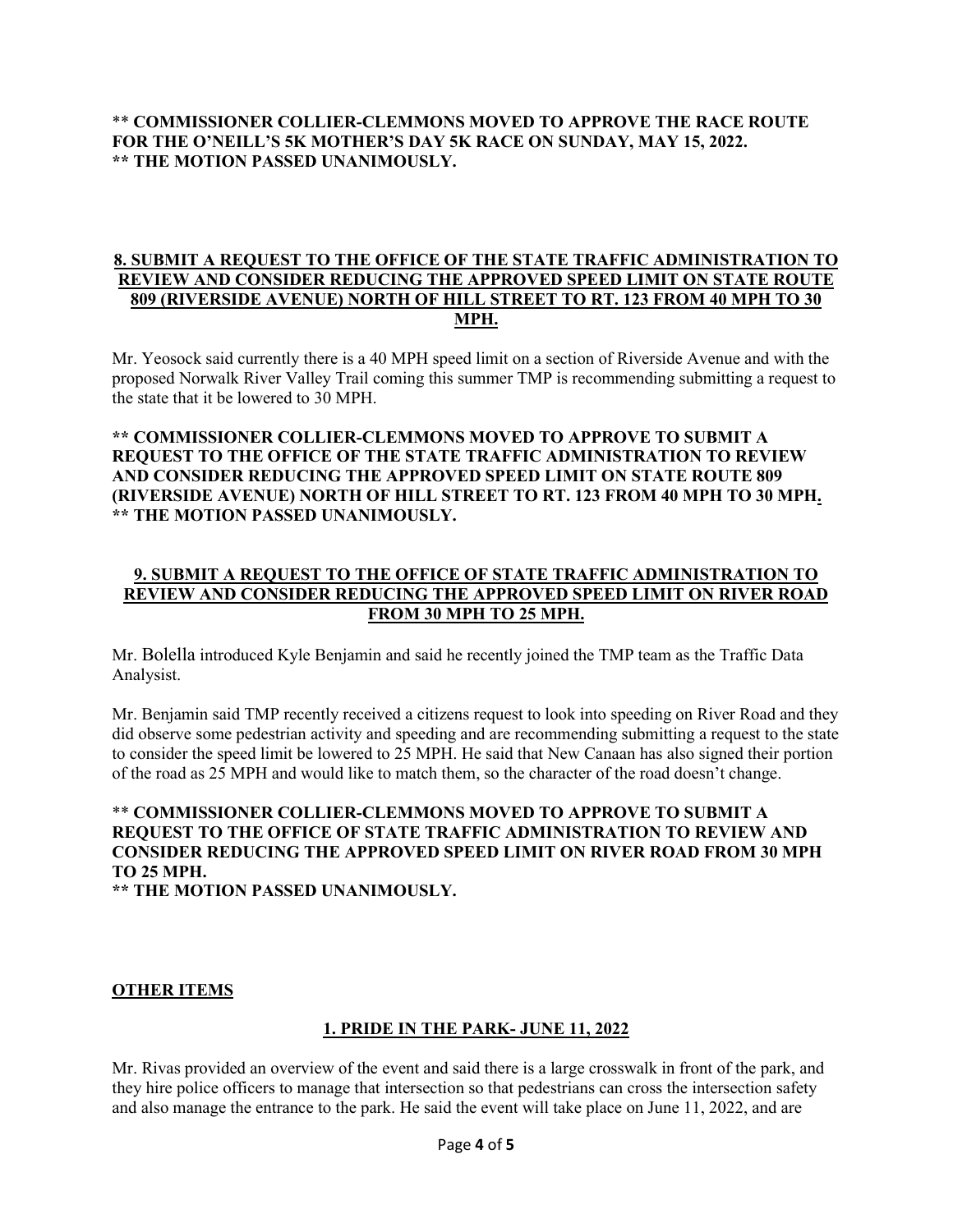** **COMMISSIONER COLLIER-CLEMMONS MOVED TO APPROVE THE RACE ROUTE FOR THE O'NEILL'S 5K MOTHER'S DAY 5K RACE ON SUNDAY, MAY 15, 2022.**
**\*\* THE MOTION PASSED UNANIMOUSLY.**

## 8. SUBMIT A REQUEST TO THE OFFICE OF THE STATE TRAFFIC ADMINISTRATION TO REVIEW AND CONSIDER REDUCING THE APPROVED SPEED LIMIT ON STATE ROUTE 809 (RIVERSIDE AVENUE) NORTH OF HILL STREET TO RT. 123 FROM 40 MPH TO 30 MPH.

Mr. Yeosock said currently there is a 40 MPH speed limit on a section of Riverside Avenue and with the proposed Norwalk River Valley Trail coming this summer TMP is recommending submitting a request to the state that it be lowered to 30 MPH.

**\*\* COMMISSIONER COLLIER-CLEMMONS MOVED TO APPROVE TO SUBMIT A REQUEST TO THE OFFICE OF THE STATE TRAFFIC ADMINISTRATION TO REVIEW AND CONSIDER REDUCING THE APPROVED SPEED LIMIT ON STATE ROUTE 809 (RIVERSIDE AVENUE) NORTH OF HILL STREET TO RT. 123 FROM 40 MPH TO 30 MPH.**
**\*\* THE MOTION PASSED UNANIMOUSLY.**

## 9. SUBMIT A REQUEST TO THE OFFICE OF STATE TRAFFIC ADMINISTRATION TO REVIEW AND CONSIDER REDUCING THE APPROVED SPEED LIMIT ON RIVER ROAD FROM 30 MPH TO 25 MPH.

Mr. Bolella introduced Kyle Benjamin and said he recently joined the TMP team as the Traffic Data Analysist.

Mr. Benjamin said TMP recently received a citizens request to look into speeding on River Road and they did observe some pedestrian activity and speeding and are recommending submitting a request to the state to consider the speed limit be lowered to 25 MPH. He said that New Canaan has also signed their portion of the road as 25 MPH and would like to match them, so the character of the road doesn't change.

** **COMMISSIONER COLLIER-CLEMMONS MOVED TO APPROVE TO SUBMIT A REQUEST TO THE OFFICE OF STATE TRAFFIC ADMINISTRATION TO REVIEW AND CONSIDER REDUCING THE APPROVED SPEED LIMIT ON RIVER ROAD FROM 30 MPH TO 25 MPH.**
**\*\* THE MOTION PASSED UNANIMOUSLY.**

## OTHER ITEMS

### 1. PRIDE IN THE PARK- JUNE 11, 2022

Mr. Rivas provided an overview of the event and said there is a large crosswalk in front of the park, and they hire police officers to manage that intersection so that pedestrians can cross the intersection safety and also manage the entrance to the park. He said the event will take place on June 11, 2022, and are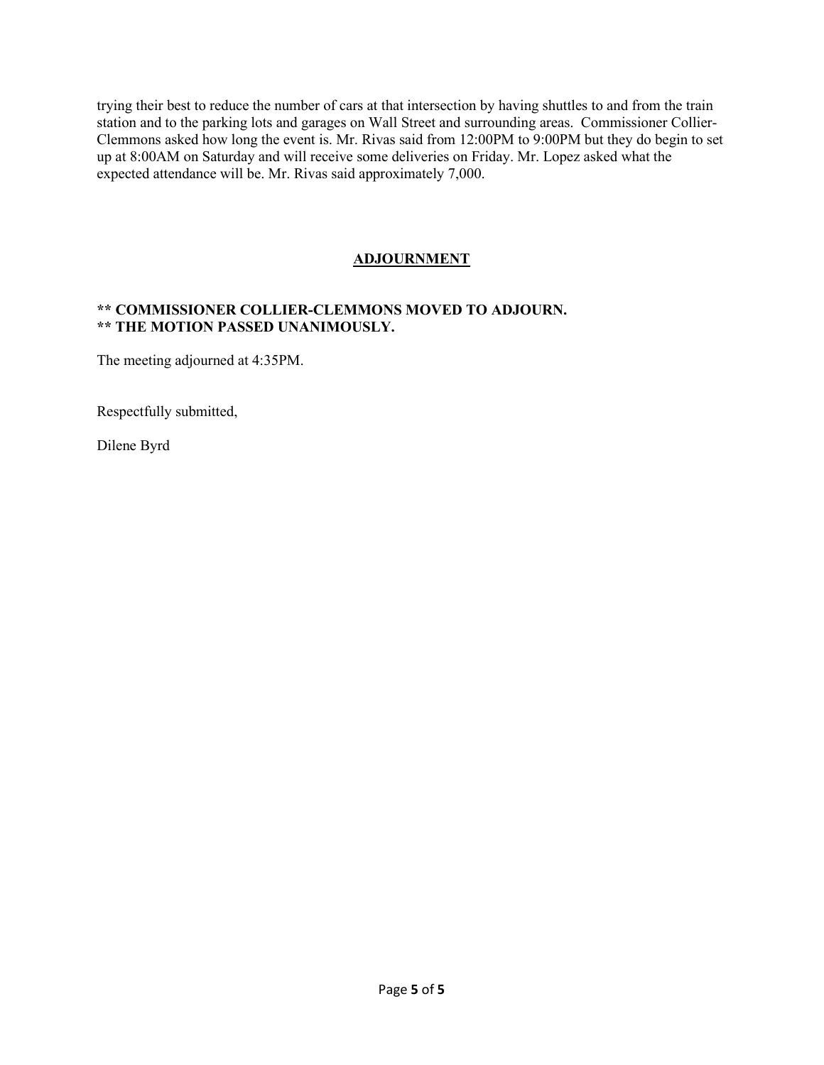trying their best to reduce the number of cars at that intersection by having shuttles to and from the train station and to the parking lots and garages on Wall Street and surrounding areas. Commissioner Collier-Clemmons asked how long the event is. Mr. Rivas said from 12:00PM to 9:00PM but they do begin to set up at 8:00AM on Saturday and will receive some deliveries on Friday. Mr. Lopez asked what the expected attendance will be. Mr. Rivas said approximately 7,000.

## ADJOURNMENT

**\** COMMISSIONER COLLIER-CLEMMONS MOVED TO ADJOURN.**
**\** THE MOTION PASSED UNANIMOUSLY.**

The meeting adjourned at 4:35PM.

Respectfully submitted,

Dilene Byrd